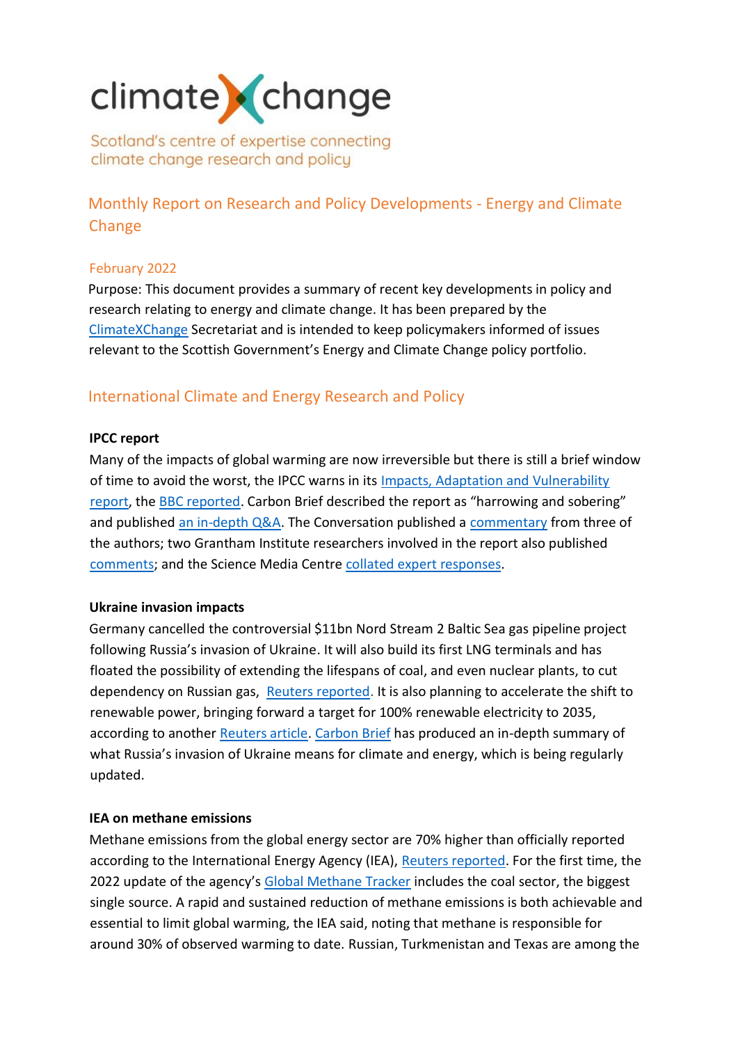climate change

Scotland's centre of expertise connecting climate change research and policy

## Monthly Report on Research and Policy Developments - Energy and Climate Change

February 2022

Purpose: This document provides a summary of recent key developments in policy and research relating to energy and climate change. It has been prepared by the ClimateXChange Secretariat and is intended to keep policymakers informed of issues relevant to the Scottish Government's Energy and Climate Change policy portfolio.

## International Climate and Energy Research and Policy

**IPCC report**

Many of the impacts of global warming are now irreversible but there is still a brief window of time to avoid the worst, the IPCC warns in its Impacts, Adaptation and Vulnerability report, the BBC reported. Carbon Brief described the report as "harrowing and sobering" and published an in-depth Q&A. The Conversation published a commentary from three of the authors; two Grantham Institute researchers involved in the report also published comments; and the Science Media Centre collated expert responses.

**Ukraine invasion impacts**

Germany cancelled the controversial $11bn Nord Stream 2 Baltic Sea gas pipeline project following Russia's invasion of Ukraine. It will also build its first LNG terminals and has floated the possibility of extending the lifespans of coal, and even nuclear plants, to cut dependency on Russian gas, Reuters reported. It is also planning to accelerate the shift to renewable power, bringing forward a target for 100% renewable electricity to 2035, according to another Reuters article. Carbon Brief has produced an in-depth summary of what Russia's invasion of Ukraine means for climate and energy, which is being regularly updated.

**IEA on methane emissions**

Methane emissions from the global energy sector are 70% higher than officially reported according to the International Energy Agency (IEA), Reuters reported. For the first time, the 2022 update of the agency's Global Methane Tracker includes the coal sector, the biggest single source. A rapid and sustained reduction of methane emissions is both achievable and essential to limit global warming, the IEA said, noting that methane is responsible for around 30% of observed warming to date. Russian, Turkmenistan and Texas are among the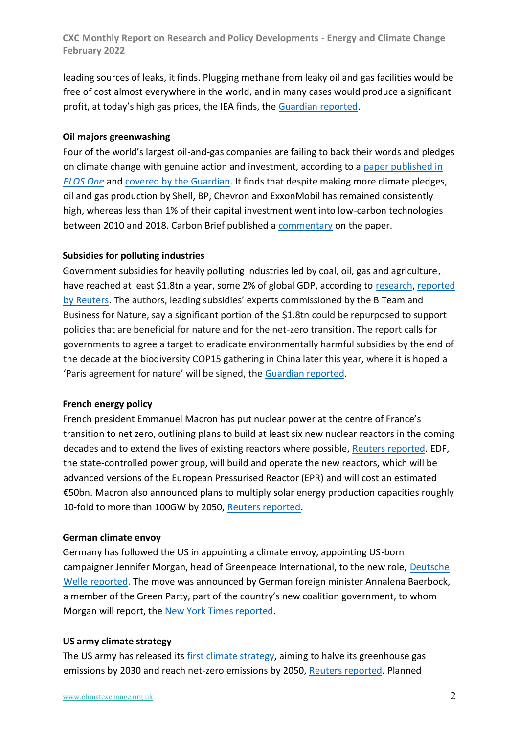leading sources of leaks, it finds. Plugging methane from leaky oil and gas facilities would be free of cost almost everywhere in the world, and in many cases would produce a significant profit, at today's high gas prices, the IEA finds, the Guardian reported.

**Oil majors greenwashing**

Four of the world's largest oil-and-gas companies are failing to back their words and pledges on climate change with genuine action and investment, according to a paper published in *PLOS One* and covered by the Guardian. It finds that despite making more climate pledges, oil and gas production by Shell, BP, Chevron and ExxonMobil has remained consistently high, whereas less than 1% of their capital investment went into low-carbon technologies between 2010 and 2018. Carbon Brief published a commentary on the paper.

**Subsidies for polluting industries**

Government subsidies for heavily polluting industries led by coal, oil, gas and agriculture, have reached at least $1.8tn a year, some 2% of global GDP, according to research, reported by Reuters. The authors, leading subsidies' experts commissioned by the B Team and Business for Nature, say a significant portion of the $1.8tn could be repurposed to support policies that are beneficial for nature and for the net-zero transition. The report calls for governments to agree a target to eradicate environmentally harmful subsidies by the end of the decade at the biodiversity COP15 gathering in China later this year, where it is hoped a 'Paris agreement for nature' will be signed, the Guardian reported.

**French energy policy**

French president Emmanuel Macron has put nuclear power at the centre of France's transition to net zero, outlining plans to build at least six new nuclear reactors in the coming decades and to extend the lives of existing reactors where possible, Reuters reported. EDF, the state-controlled power group, will build and operate the new reactors, which will be advanced versions of the European Pressurised Reactor (EPR) and will cost an estimated €50bn. Macron also announced plans to multiply solar energy production capacities roughly 10-fold to more than 100GW by 2050, Reuters reported.

**German climate envoy**

Germany has followed the US in appointing a climate envoy, appointing US-born campaigner Jennifer Morgan, head of Greenpeace International, to the new role, Deutsche Welle reported. The move was announced by German foreign minister Annalena Baerbock, a member of the Green Party, part of the country's new coalition government, to whom Morgan will report, the New York Times reported.

**US army climate strategy**

The US army has released its first climate strategy, aiming to halve its greenhouse gas emissions by 2030 and reach net-zero emissions by 2050, Reuters reported. Planned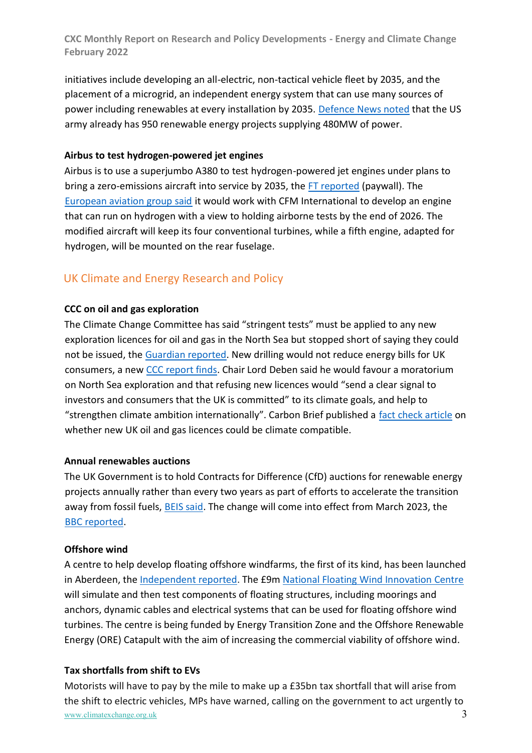initiatives include developing an all-electric, non-tactical vehicle fleet by 2035, and the placement of a microgrid, an independent energy system that can use many sources of power including renewables at every installation by 2035. Defence News noted that the US army already has 950 renewable energy projects supplying 480MW of power.

**Airbus to test hydrogen-powered jet engines**

Airbus is to use a superjumbo A380 to test hydrogen-powered jet engines under plans to bring a zero-emissions aircraft into service by 2035, the FT reported (paywall). The European aviation group said it would work with CFM International to develop an engine that can run on hydrogen with a view to holding airborne tests by the end of 2026. The modified aircraft will keep its four conventional turbines, while a fifth engine, adapted for hydrogen, will be mounted on the rear fuselage.

## UK Climate and Energy Research and Policy

**CCC on oil and gas exploration**

The Climate Change Committee has said "stringent tests" must be applied to any new exploration licences for oil and gas in the North Sea but stopped short of saying they could not be issued, the Guardian reported. New drilling would not reduce energy bills for UK consumers, a new CCC report finds. Chair Lord Deben said he would favour a moratorium on North Sea exploration and that refusing new licences would "send a clear signal to investors and consumers that the UK is committed" to its climate goals, and help to "strengthen climate ambition internationally". Carbon Brief published a fact check article on whether new UK oil and gas licences could be climate compatible.

**Annual renewables auctions**

The UK Government is to hold Contracts for Difference (CfD) auctions for renewable energy projects annually rather than every two years as part of efforts to accelerate the transition away from fossil fuels, BEIS said. The change will come into effect from March 2023, the BBC reported.

**Offshore wind**

A centre to help develop floating offshore windfarms, the first of its kind, has been launched in Aberdeen, the Independent reported. The £9m National Floating Wind Innovation Centre will simulate and then test components of floating structures, including moorings and anchors, dynamic cables and electrical systems that can be used for floating offshore wind turbines. The centre is being funded by Energy Transition Zone and the Offshore Renewable Energy (ORE) Catapult with the aim of increasing the commercial viability of offshore wind.

**Tax shortfalls from shift to EVs**

Motorists will have to pay by the mile to make up a £35bn tax shortfall that will arise from the shift to electric vehicles, MPs have warned, calling on the government to act urgently to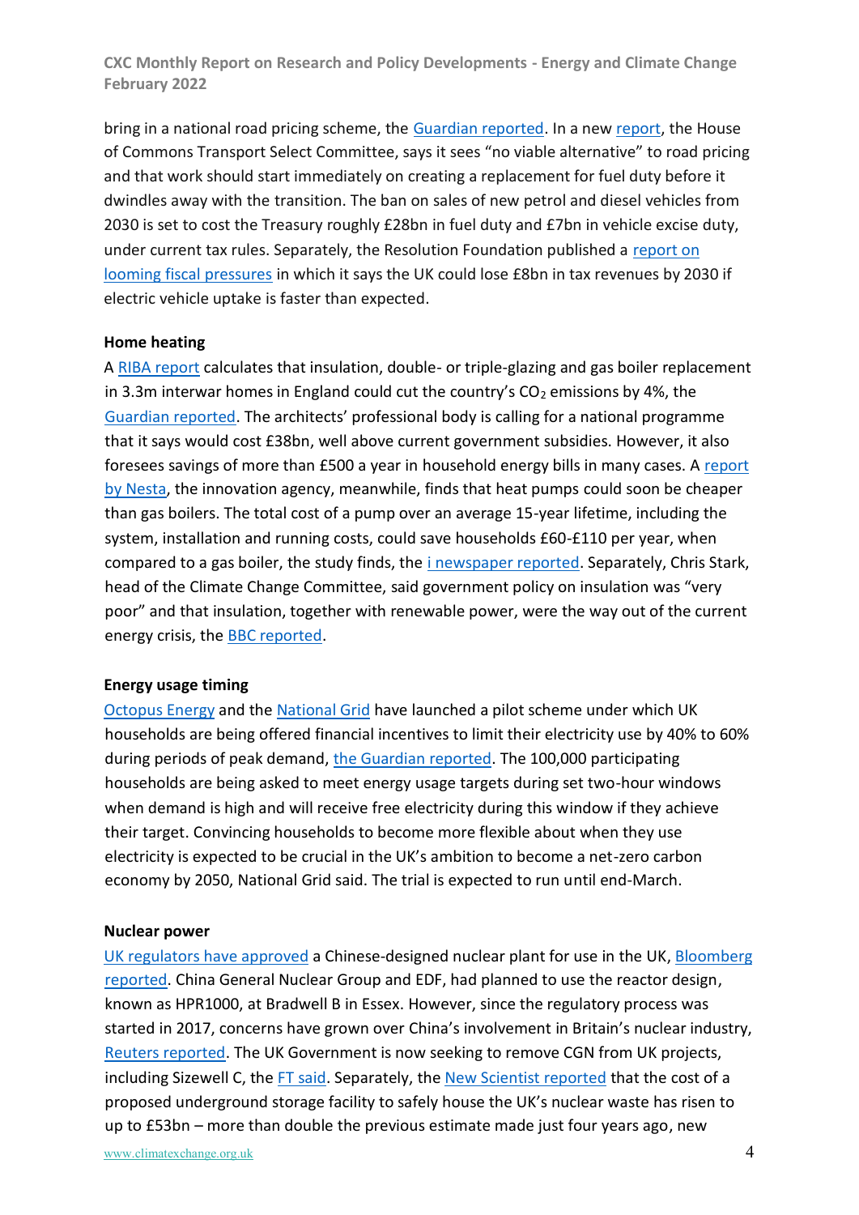bring in a national road pricing scheme, the Guardian reported. In a new report, the House of Commons Transport Select Committee, says it sees "no viable alternative" to road pricing and that work should start immediately on creating a replacement for fuel duty before it dwindles away with the transition. The ban on sales of new petrol and diesel vehicles from 2030 is set to cost the Treasury roughly £28bn in fuel duty and £7bn in vehicle excise duty, under current tax rules. Separately, the Resolution Foundation published a report on looming fiscal pressures in which it says the UK could lose £8bn in tax revenues by 2030 if electric vehicle uptake is faster than expected.

**Home heating**

A RIBA report calculates that insulation, double- or triple-glazing and gas boiler replacement in 3.3m interwar homes in England could cut the country's $CO_2$ emissions by 4%, the Guardian reported. The architects' professional body is calling for a national programme that it says would cost £38bn, well above current government subsidies. However, it also foresees savings of more than £500 a year in household energy bills in many cases. A report by Nesta, the innovation agency, meanwhile, finds that heat pumps could soon be cheaper than gas boilers. The total cost of a pump over an average 15-year lifetime, including the system, installation and running costs, could save households £60-£110 per year, when compared to a gas boiler, the study finds, the i newspaper reported. Separately, Chris Stark, head of the Climate Change Committee, said government policy on insulation was "very poor" and that insulation, together with renewable power, were the way out of the current energy crisis, the BBC reported.

**Energy usage timing**

Octopus Energy and the National Grid have launched a pilot scheme under which UK households are being offered financial incentives to limit their electricity use by 40% to 60% during periods of peak demand, the Guardian reported. The 100,000 participating households are being asked to meet energy usage targets during set two-hour windows when demand is high and will receive free electricity during this window if they achieve their target. Convincing households to become more flexible about when they use electricity is expected to be crucial in the UK's ambition to become a net-zero carbon economy by 2050, National Grid said. The trial is expected to run until end-March.

**Nuclear power**

UK regulators have approved a Chinese-designed nuclear plant for use in the UK, Bloomberg reported. China General Nuclear Group and EDF, had planned to use the reactor design, known as HPR1000, at Bradwell B in Essex. However, since the regulatory process was started in 2017, concerns have grown over China's involvement in Britain's nuclear industry, Reuters reported. The UK Government is now seeking to remove CGN from UK projects, including Sizewell C, the FT said. Separately, the New Scientist reported that the cost of a proposed underground storage facility to safely house the UK's nuclear waste has risen to up to £53bn – more than double the previous estimate made just four years ago, new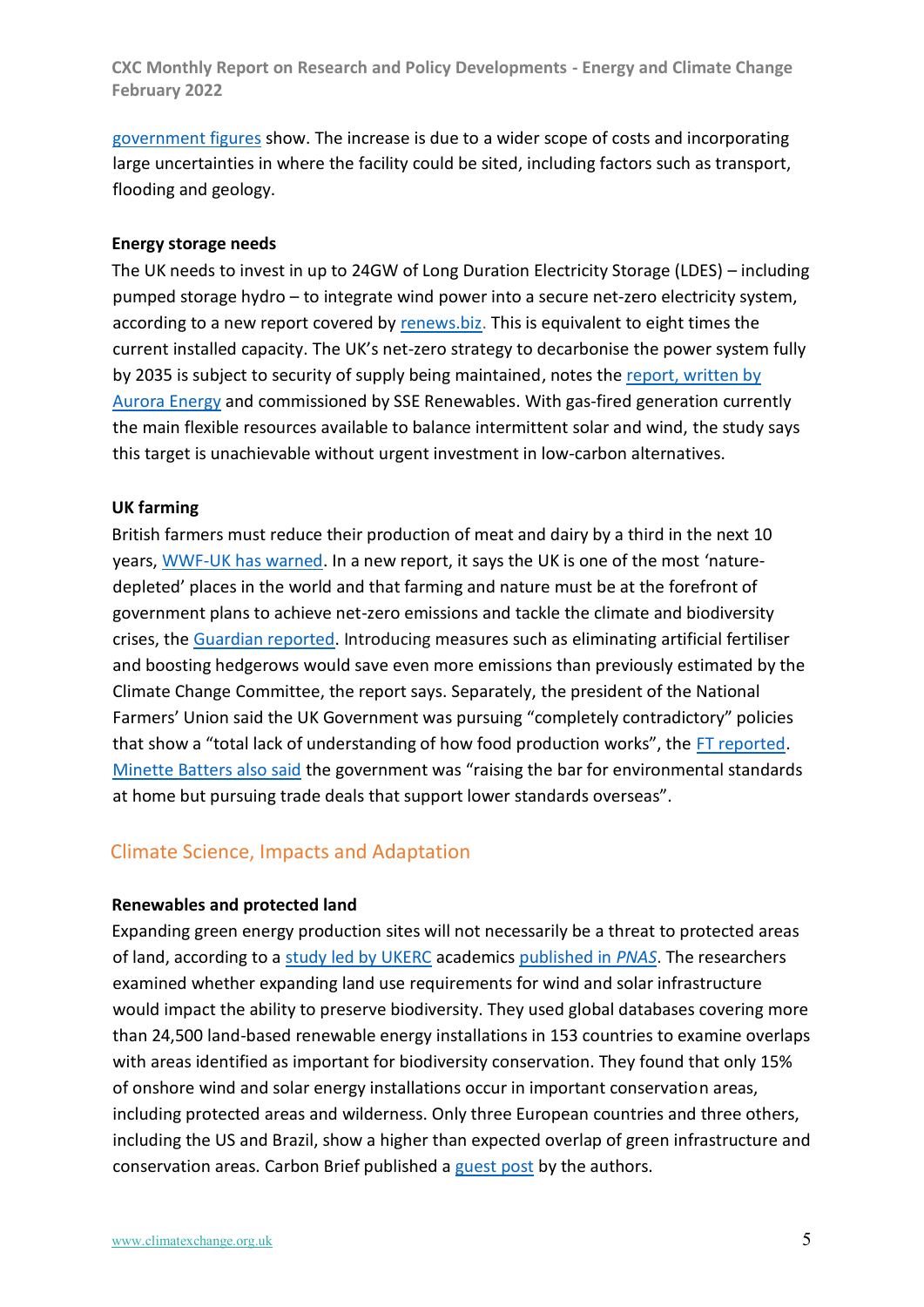government figures show. The increase is due to a wider scope of costs and incorporating large uncertainties in where the facility could be sited, including factors such as transport, flooding and geology.

**Energy storage needs**

The UK needs to invest in up to 24GW of Long Duration Electricity Storage (LDES) – including pumped storage hydro – to integrate wind power into a secure net-zero electricity system, according to a new report covered by renews.biz. This is equivalent to eight times the current installed capacity. The UK's net-zero strategy to decarbonise the power system fully by 2035 is subject to security of supply being maintained, notes the report, written by Aurora Energy and commissioned by SSE Renewables. With gas-fired generation currently the main flexible resources available to balance intermittent solar and wind, the study says this target is unachievable without urgent investment in low-carbon alternatives.

**UK farming**

British farmers must reduce their production of meat and dairy by a third in the next 10 years, WWF-UK has warned. In a new report, it says the UK is one of the most 'nature-depleted' places in the world and that farming and nature must be at the forefront of government plans to achieve net-zero emissions and tackle the climate and biodiversity crises, the Guardian reported. Introducing measures such as eliminating artificial fertiliser and boosting hedgerows would save even more emissions than previously estimated by the Climate Change Committee, the report says. Separately, the president of the National Farmers' Union said the UK Government was pursuing "completely contradictory" policies that show a "total lack of understanding of how food production works", the FT reported. Minette Batters also said the government was "raising the bar for environmental standards at home but pursuing trade deals that support lower standards overseas".

## Climate Science, Impacts and Adaptation

**Renewables and protected land**

Expanding green energy production sites will not necessarily be a threat to protected areas of land, according to a study led by UKERC academics published in *PNAS*. The researchers examined whether expanding land use requirements for wind and solar infrastructure would impact the ability to preserve biodiversity. They used global databases covering more than 24,500 land-based renewable energy installations in 153 countries to examine overlaps with areas identified as important for biodiversity conservation. They found that only 15% of onshore wind and solar energy installations occur in important conservation areas, including protected areas and wilderness. Only three European countries and three others, including the US and Brazil, show a higher than expected overlap of green infrastructure and conservation areas. Carbon Brief published a guest post by the authors.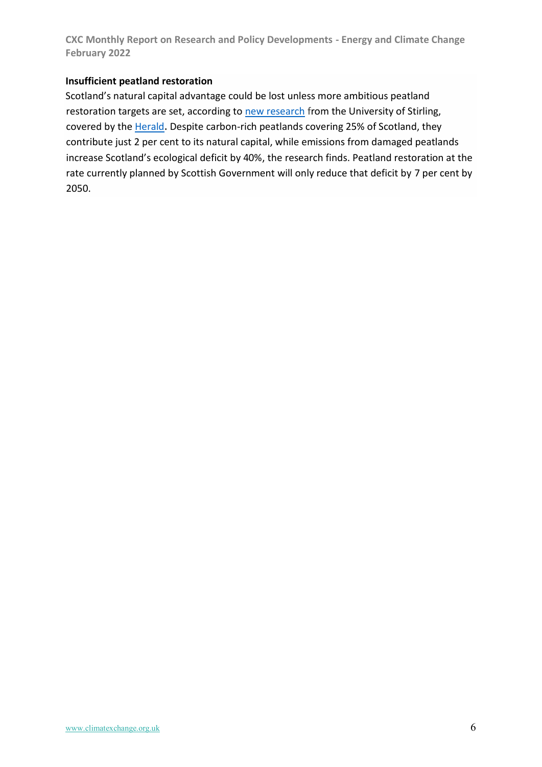### Insufficient peatland restoration

Scotland's natural capital advantage could be lost unless more ambitious peatland restoration targets are set, according to new research from the University of Stirling, covered by the Herald. Despite carbon-rich peatlands covering 25% of Scotland, they contribute just 2 per cent to its natural capital, while emissions from damaged peatlands increase Scotland's ecological deficit by 40%, the research finds. Peatland restoration at the rate currently planned by Scottish Government will only reduce that deficit by 7 per cent by 2050.